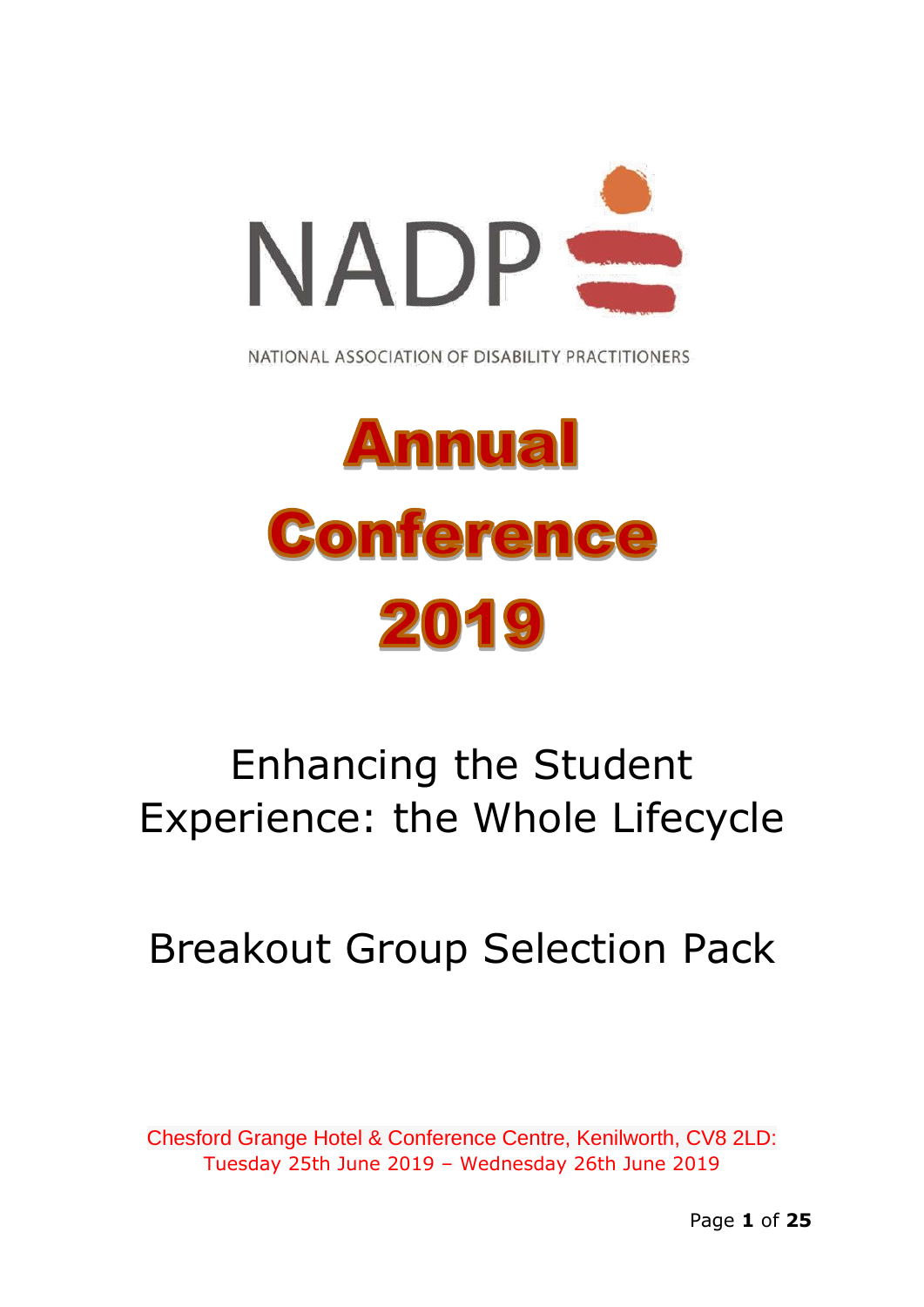NADP

NATIONAL ASSOCIATION OF DISABILITY PRACTITIONERS

# Annual Conference 2019

## Enhancing the Student Experience: the Whole Lifecycle

## Breakout Group Selection Pack

Chesford Grange Hotel & Conference Centre, Kenilworth, CV8 2LD:
Tuesday 25th June 2019 – Wednesday 26th June 2019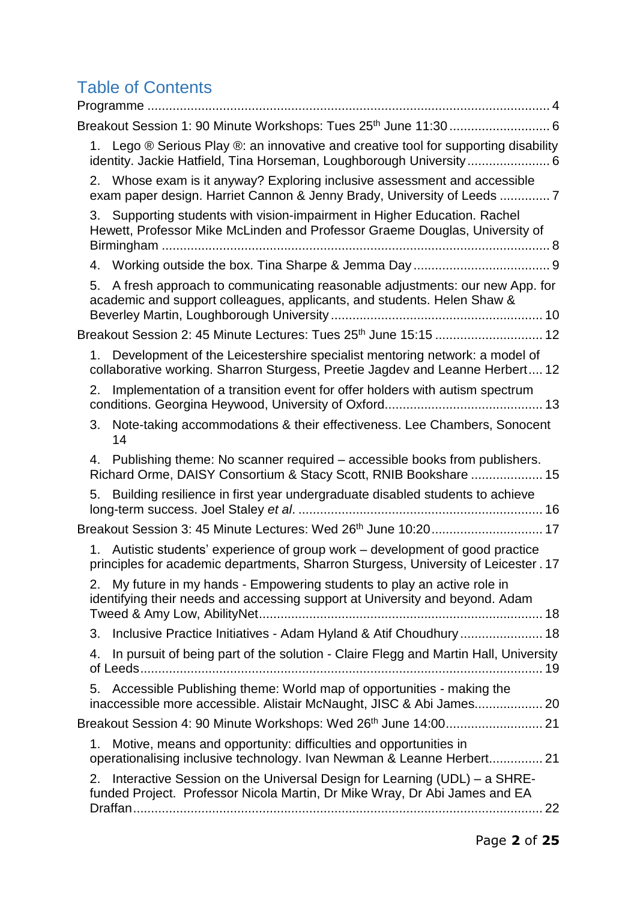# Table of Contents

Programme ... 4

Breakout Session 1: 90 Minute Workshops: Tues 25th June 11:30 ... 6

1. Lego ® Serious Play ®: an innovative and creative tool for supporting disability identity. Jackie Hatfield, Tina Horseman, Loughborough University ... 6
2. Whose exam is it anyway? Exploring inclusive assessment and accessible exam paper design. Harriet Cannon & Jenny Brady, University of Leeds ... 7
3. Supporting students with vision-impairment in Higher Education. Rachel Hewett, Professor Mike McLinden and Professor Graeme Douglas, University of Birmingham ... 8
4. Working outside the box. Tina Sharpe & Jemma Day ... 9
5. A fresh approach to communicating reasonable adjustments: our new App. for academic and support colleagues, applicants, and students. Helen Shaw & Beverley Martin, Loughborough University ... 10

Breakout Session 2: 45 Minute Lectures: Tues 25th June 15:15 ... 12

1. Development of the Leicestershire specialist mentoring network: a model of collaborative working. Sharron Sturgess, Preetie Jagdev and Leanne Herbert ... 12
2. Implementation of a transition event for offer holders with autism spectrum conditions. Georgina Heywood, University of Oxford ... 13
3. Note-taking accommodations & their effectiveness. Lee Chambers, Sonocent 14
4. Publishing theme: No scanner required – accessible books from publishers. Richard Orme, DAISY Consortium & Stacy Scott, RNIB Bookshare ... 15
5. Building resilience in first year undergraduate disabled students to achieve long-term success. Joel Staley *et al*. ... 16

Breakout Session 3: 45 Minute Lectures: Wed 26th June 10:20 ... 17

1. Autistic students' experience of group work – development of good practice principles for academic departments, Sharron Sturgess, University of Leicester . 17
2. My future in my hands - Empowering students to play an active role in identifying their needs and accessing support at University and beyond. Adam Tweed & Amy Low, AbilityNet ... 18
3. Inclusive Practice Initiatives - Adam Hyland & Atif Choudhury ... 18
4. In pursuit of being part of the solution - Claire Flegg and Martin Hall, University of Leeds ... 19
5. Accessible Publishing theme: World map of opportunities - making the inaccessible more accessible. Alistair McNaught, JISC & Abi James ... 20

Breakout Session 4: 90 Minute Workshops: Wed 26th June 14:00 ... 21

1. Motive, means and opportunity: difficulties and opportunities in operationalising inclusive technology. Ivan Newman & Leanne Herbert ... 21
2. Interactive Session on the Universal Design for Learning (UDL) – a SHRE-funded Project. Professor Nicola Martin, Dr Mike Wray, Dr Abi James and EA Draffan ... 22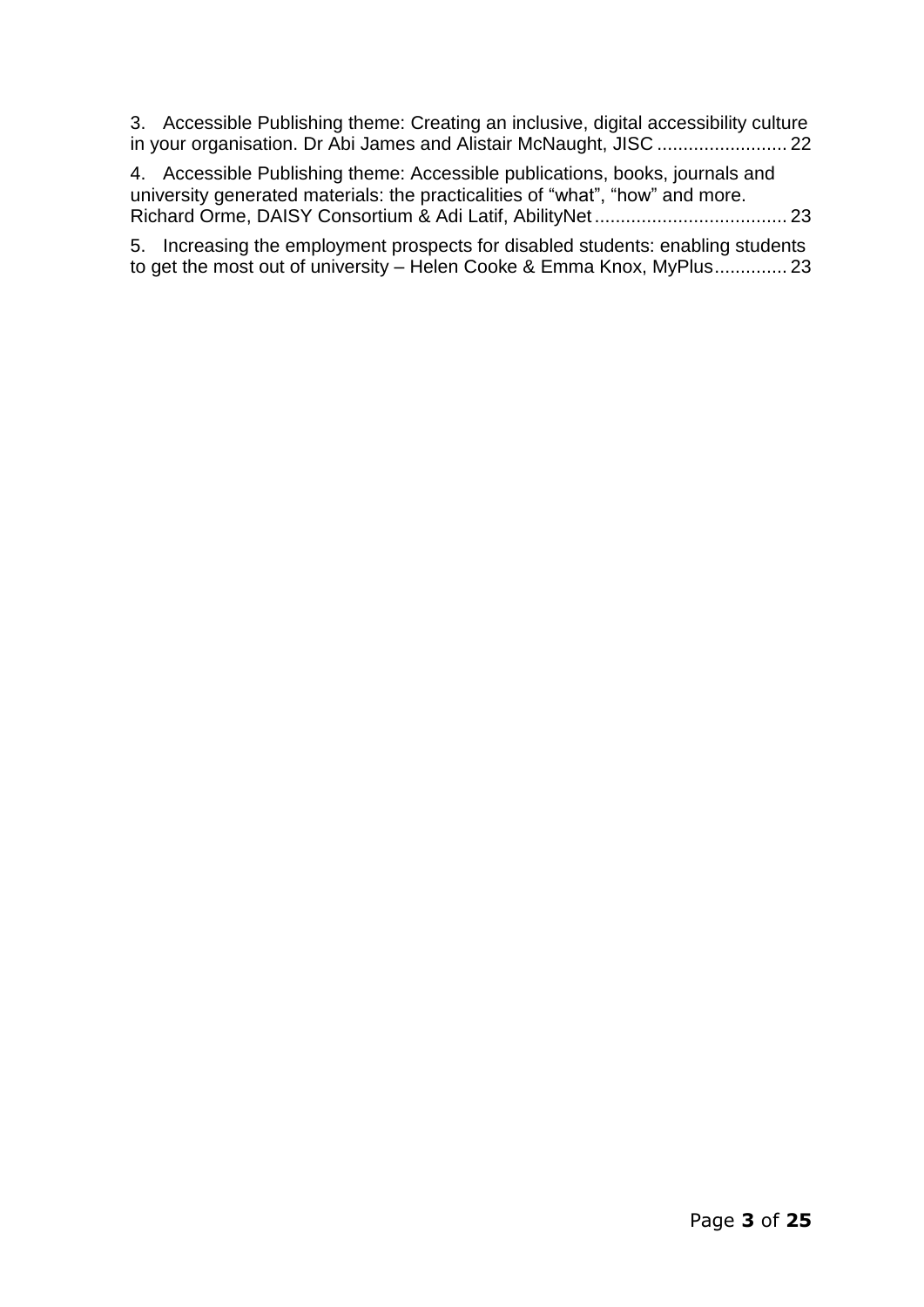3. Accessible Publishing theme: Creating an inclusive, digital accessibility culture in your organisation. Dr Abi James and Alistair McNaught, JISC ......................... 22

4. Accessible Publishing theme: Accessible publications, books, journals and university generated materials: the practicalities of "what", "how" and more. Richard Orme, DAISY Consortium & Adi Latif, AbilityNet .................................... 23

5. Increasing the employment prospects for disabled students: enabling students to get the most out of university – Helen Cooke & Emma Knox, MyPlus.............. 23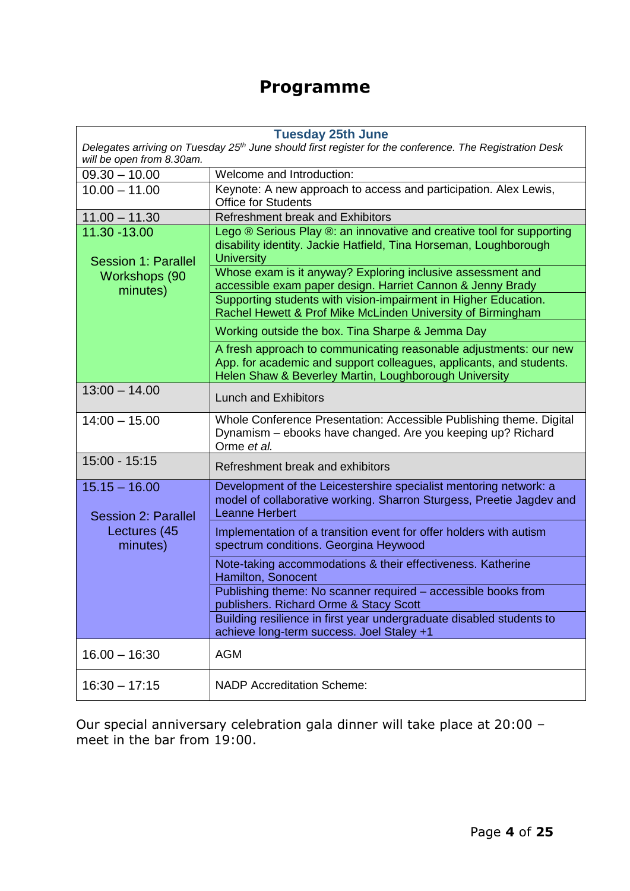# Programme

| Tuesday 25th June | |
|---|---|
| *Delegates arriving on Tuesday 25th June should first register for the conference. The Registration Desk will be open from 8.30am.* | |
| 09.30 – 10.00 | Welcome and Introduction: |
| 10.00 – 11.00 | Keynote: A new approach to access and participation. Alex Lewis, Office for Students |
| 11.00 – 11.30 | Refreshment break and Exhibitors |
| 11.30 -13.00<br><br>Session 1: Parallel Workshops (90 minutes) | Lego ® Serious Play ®: an innovative and creative tool for supporting disability identity. Jackie Hatfield, Tina Horseman, Loughborough University |
| | Whose exam is it anyway? Exploring inclusive assessment and accessible exam paper design. Harriet Cannon & Jenny Brady |
| | Supporting students with vision-impairment in Higher Education. Rachel Hewett & Prof Mike McLinden University of Birmingham |
| | Working outside the box. Tina Sharpe & Jemma Day |
| | A fresh approach to communicating reasonable adjustments: our new App. for academic and support colleagues, applicants, and students. Helen Shaw & Beverley Martin, Loughborough University |
| 13:00 – 14.00 | Lunch and Exhibitors |
| 14:00 – 15.00 | Whole Conference Presentation: Accessible Publishing theme. Digital Dynamism – ebooks have changed. Are you keeping up? Richard Orme *et al.* |
| 15:00 - 15:15 | Refreshment break and exhibitors |
| 15.15 – 16.00<br><br>Session 2: Parallel Lectures (45 minutes) | Development of the Leicestershire specialist mentoring network: a model of collaborative working. Sharron Sturgess, Preetie Jagdev and Leanne Herbert |
| | Implementation of a transition event for offer holders with autism spectrum conditions. Georgina Heywood |
| | Note-taking accommodations & their effectiveness. Katherine Hamilton, Sonocent |
| | Publishing theme: No scanner required – accessible books from publishers. Richard Orme & Stacy Scott |
| | Building resilience in first year undergraduate disabled students to achieve long-term success. Joel Staley +1 |
| 16.00 – 16:30 | AGM |
| 16:30 – 17:15 | NADP Accreditation Scheme: |

Our special anniversary celebration gala dinner will take place at 20:00 – meet in the bar from 19:00.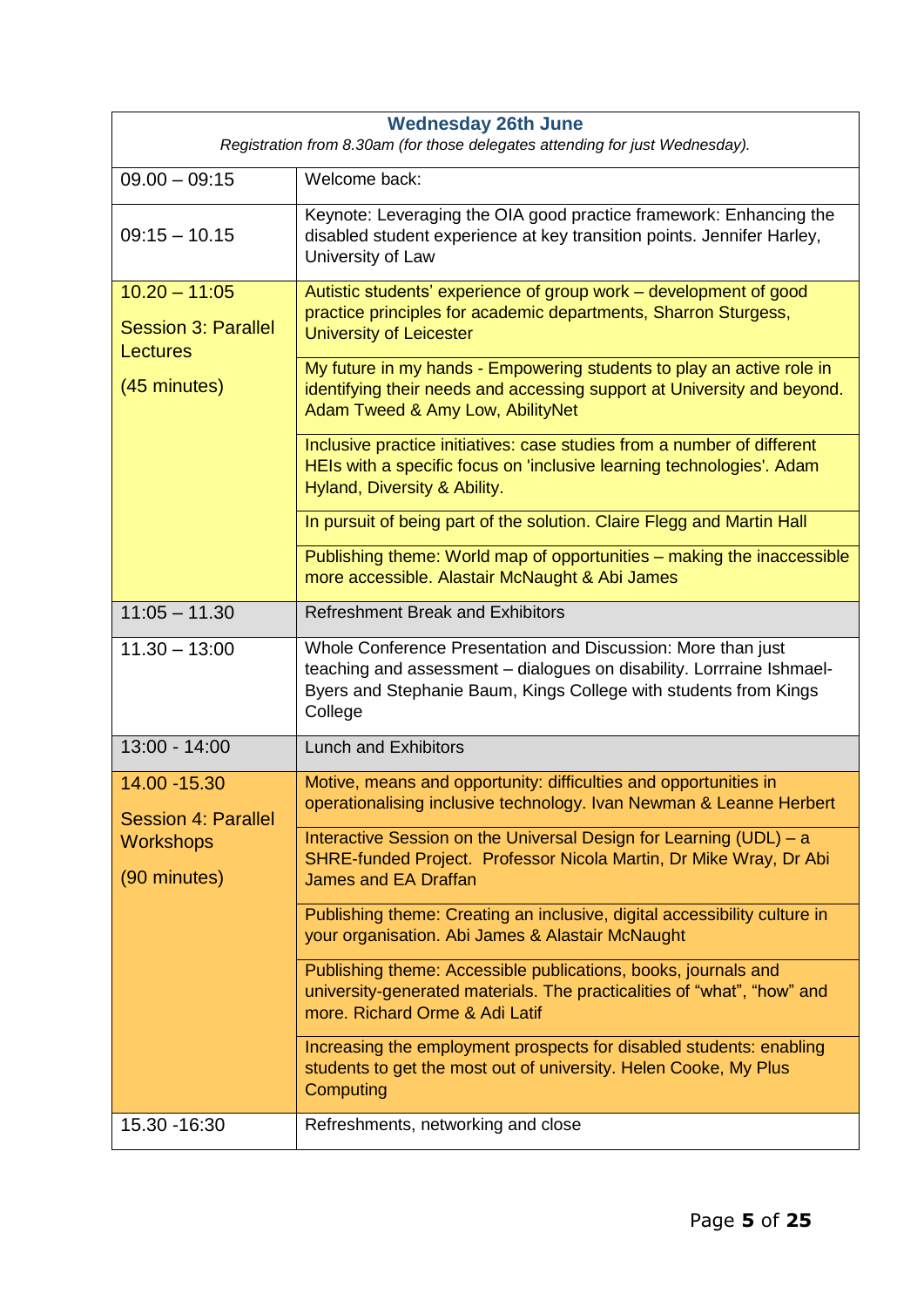| **Wednesday 26th June** *Registration from 8.30am (for those delegates attending for just Wednesday).* | |
|---|---|
| 09.00 – 09:15 | Welcome back: |
| 09:15 – 10.15 | Keynote: Leveraging the OIA good practice framework: Enhancing the disabled student experience at key transition points. Jennifer Harley, University of Law |
| 10.20 – 11:05 Session 3: Parallel Lectures (45 minutes) | Autistic students' experience of group work – development of good practice principles for academic departments, Sharron Sturgess, University of Leicester |
| | My future in my hands - Empowering students to play an active role in identifying their needs and accessing support at University and beyond. Adam Tweed & Amy Low, AbilityNet |
| | Inclusive practice initiatives: case studies from a number of different HEIs with a specific focus on 'inclusive learning technologies'. Adam Hyland, Diversity & Ability. |
| | In pursuit of being part of the solution. Claire Flegg and Martin Hall |
| | Publishing theme: World map of opportunities – making the inaccessible more accessible. Alastair McNaught & Abi James |
| 11:05 – 11.30 | Refreshment Break and Exhibitors |
| 11.30 – 13:00 | Whole Conference Presentation and Discussion: More than just teaching and assessment – dialogues on disability. Lorrraine Ishmael-Byers and Stephanie Baum, Kings College with students from Kings College |
| 13:00 - 14:00 | Lunch and Exhibitors |
| 14.00 -15.30 Session 4: Parallel Workshops (90 minutes) | Motive, means and opportunity: difficulties and opportunities in operationalising inclusive technology. Ivan Newman & Leanne Herbert |
| | Interactive Session on the Universal Design for Learning (UDL) – a SHRE-funded Project. Professor Nicola Martin, Dr Mike Wray, Dr Abi James and EA Draffan |
| | Publishing theme: Creating an inclusive, digital accessibility culture in your organisation. Abi James & Alastair McNaught |
| | Publishing theme: Accessible publications, books, journals and university-generated materials. The practicalities of "what", "how" and more. Richard Orme & Adi Latif |
| | Increasing the employment prospects for disabled students: enabling students to get the most out of university. Helen Cooke, My Plus Computing |
| 15.30 -16:30 | Refreshments, networking and close |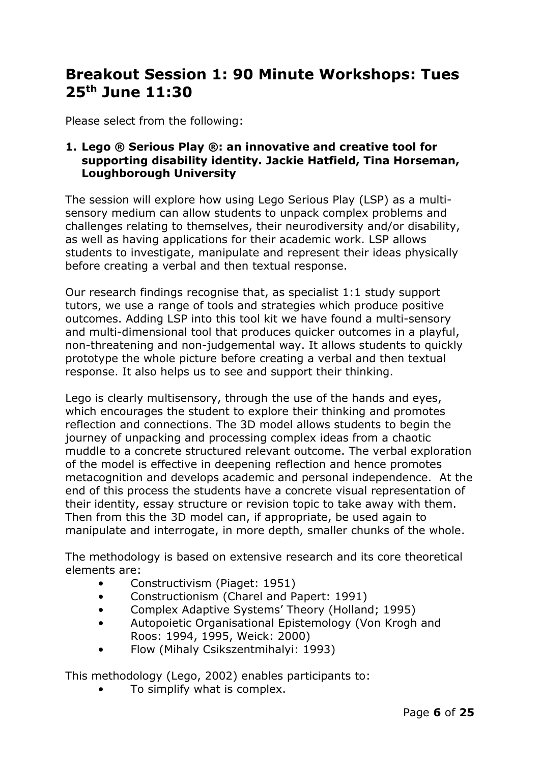# Breakout Session 1: 90 Minute Workshops: Tues 25th June 11:30

Please select from the following:

1. **Lego ® Serious Play ®: an innovative and creative tool for supporting disability identity. Jackie Hatfield, Tina Horseman, Loughborough University**

The session will explore how using Lego Serious Play (LSP) as a multi-sensory medium can allow students to unpack complex problems and challenges relating to themselves, their neurodiversity and/or disability, as well as having applications for their academic work. LSP allows students to investigate, manipulate and represent their ideas physically before creating a verbal and then textual response.

Our research findings recognise that, as specialist 1:1 study support tutors, we use a range of tools and strategies which produce positive outcomes. Adding LSP into this tool kit we have found a multi-sensory and multi-dimensional tool that produces quicker outcomes in a playful, non-threatening and non-judgemental way. It allows students to quickly prototype the whole picture before creating a verbal and then textual response. It also helps us to see and support their thinking.

Lego is clearly multisensory, through the use of the hands and eyes, which encourages the student to explore their thinking and promotes reflection and connections. The 3D model allows students to begin the journey of unpacking and processing complex ideas from a chaotic muddle to a concrete structured relevant outcome. The verbal exploration of the model is effective in deepening reflection and hence promotes metacognition and develops academic and personal independence. At the end of this process the students have a concrete visual representation of their identity, essay structure or revision topic to take away with them. Then from this the 3D model can, if appropriate, be used again to manipulate and interrogate, in more depth, smaller chunks of the whole.

The methodology is based on extensive research and its core theoretical elements are:

- Constructivism (Piaget: 1951)
- Constructionism (Charel and Papert: 1991)
- Complex Adaptive Systems' Theory (Holland; 1995)
- Autopoietic Organisational Epistemology (Von Krogh and Roos: 1994, 1995, Weick: 2000)
- Flow (Mihaly Csikszentmihalyi: 1993)

This methodology (Lego, 2002) enables participants to:

- To simplify what is complex.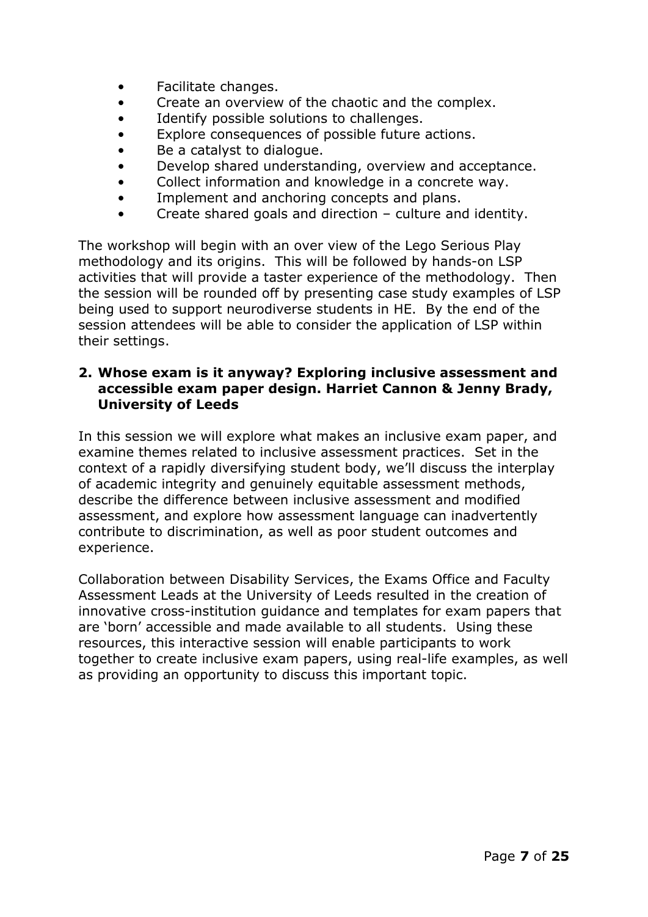- Facilitate changes.
- Create an overview of the chaotic and the complex.
- Identify possible solutions to challenges.
- Explore consequences of possible future actions.
- Be a catalyst to dialogue.
- Develop shared understanding, overview and acceptance.
- Collect information and knowledge in a concrete way.
- Implement and anchoring concepts and plans.
- Create shared goals and direction – culture and identity.

The workshop will begin with an over view of the Lego Serious Play methodology and its origins. This will be followed by hands-on LSP activities that will provide a taster experience of the methodology. Then the session will be rounded off by presenting case study examples of LSP being used to support neurodiverse students in HE. By the end of the session attendees will be able to consider the application of LSP within their settings.

**2. Whose exam is it anyway? Exploring inclusive assessment and accessible exam paper design. Harriet Cannon & Jenny Brady, University of Leeds**

In this session we will explore what makes an inclusive exam paper, and examine themes related to inclusive assessment practices. Set in the context of a rapidly diversifying student body, we'll discuss the interplay of academic integrity and genuinely equitable assessment methods, describe the difference between inclusive assessment and modified assessment, and explore how assessment language can inadvertently contribute to discrimination, as well as poor student outcomes and experience.

Collaboration between Disability Services, the Exams Office and Faculty Assessment Leads at the University of Leeds resulted in the creation of innovative cross-institution guidance and templates for exam papers that are 'born' accessible and made available to all students. Using these resources, this interactive session will enable participants to work together to create inclusive exam papers, using real-life examples, as well as providing an opportunity to discuss this important topic.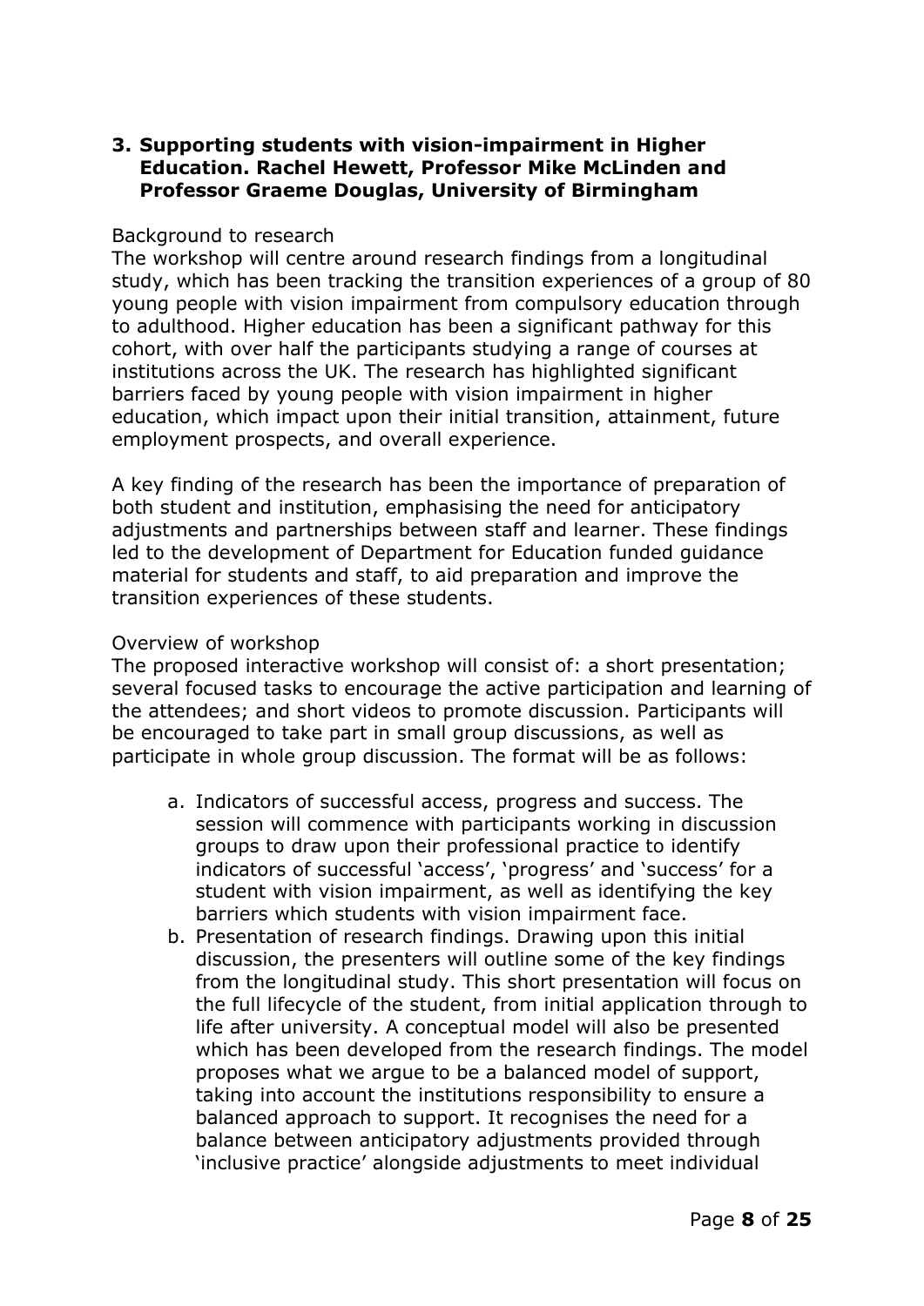### 3. Supporting students with vision-impairment in Higher Education. Rachel Hewett, Professor Mike McLinden and Professor Graeme Douglas, University of Birmingham

Background to research

The workshop will centre around research findings from a longitudinal study, which has been tracking the transition experiences of a group of 80 young people with vision impairment from compulsory education through to adulthood. Higher education has been a significant pathway for this cohort, with over half the participants studying a range of courses at institutions across the UK. The research has highlighted significant barriers faced by young people with vision impairment in higher education, which impact upon their initial transition, attainment, future employment prospects, and overall experience.

A key finding of the research has been the importance of preparation of both student and institution, emphasising the need for anticipatory adjustments and partnerships between staff and learner. These findings led to the development of Department for Education funded guidance material for students and staff, to aid preparation and improve the transition experiences of these students.

Overview of workshop

The proposed interactive workshop will consist of: a short presentation; several focused tasks to encourage the active participation and learning of the attendees; and short videos to promote discussion. Participants will be encouraged to take part in small group discussions, as well as participate in whole group discussion. The format will be as follows:

a. Indicators of successful access, progress and success. The session will commence with participants working in discussion groups to draw upon their professional practice to identify indicators of successful 'access', 'progress' and 'success' for a student with vision impairment, as well as identifying the key barriers which students with vision impairment face.
b. Presentation of research findings. Drawing upon this initial discussion, the presenters will outline some of the key findings from the longitudinal study. This short presentation will focus on the full lifecycle of the student, from initial application through to life after university. A conceptual model will also be presented which has been developed from the research findings. The model proposes what we argue to be a balanced model of support, taking into account the institutions responsibility to ensure a balanced approach to support. It recognises the need for a balance between anticipatory adjustments provided through 'inclusive practice' alongside adjustments to meet individual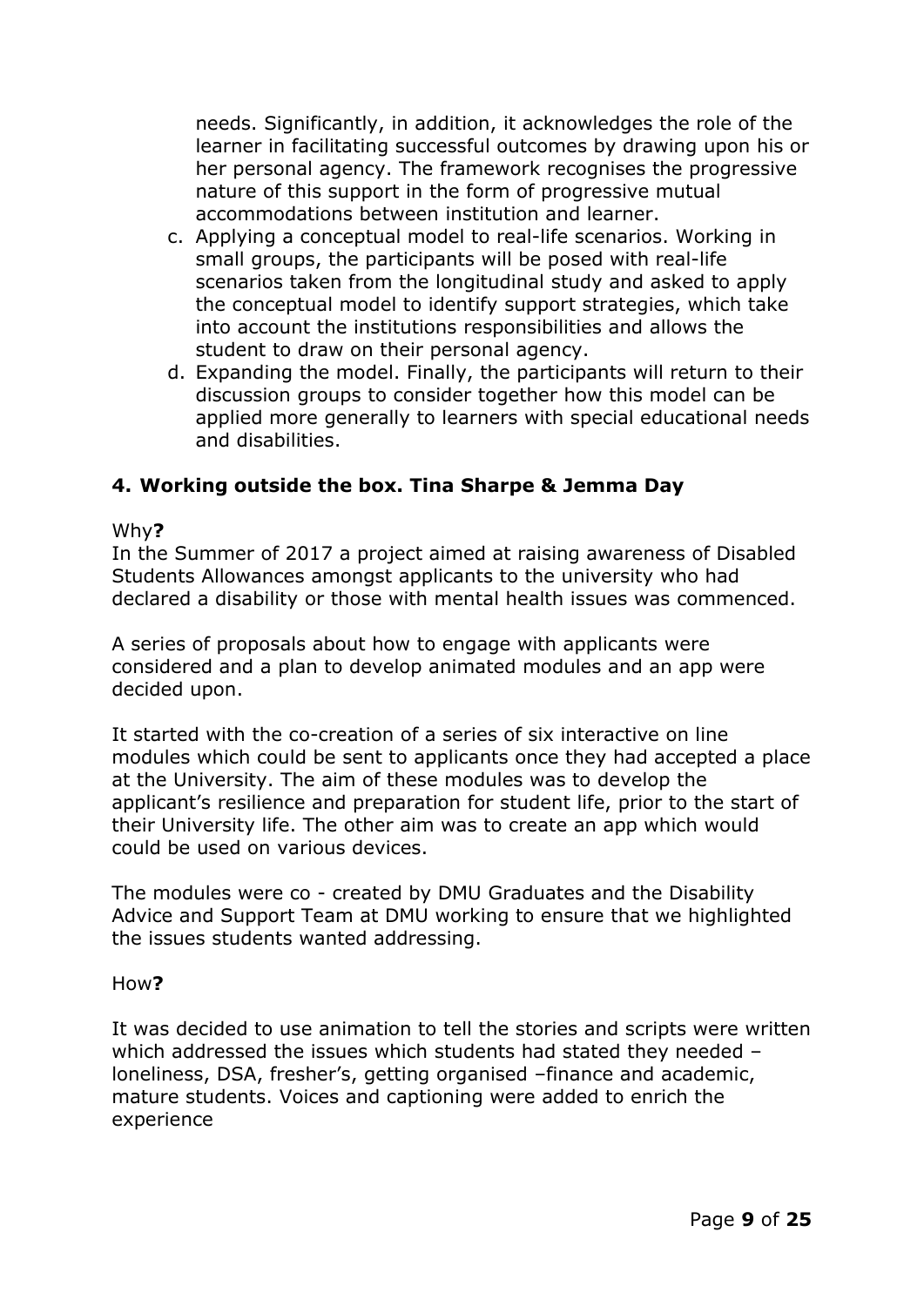needs. Significantly, in addition, it acknowledges the role of the learner in facilitating successful outcomes by drawing upon his or her personal agency. The framework recognises the progressive nature of this support in the form of progressive mutual accommodations between institution and learner.

c. Applying a conceptual model to real-life scenarios. Working in small groups, the participants will be posed with real-life scenarios taken from the longitudinal study and asked to apply the conceptual model to identify support strategies, which take into account the institutions responsibilities and allows the student to draw on their personal agency.
d. Expanding the model. Finally, the participants will return to their discussion groups to consider together how this model can be applied more generally to learners with special educational needs and disabilities.

## 4. Working outside the box. Tina Sharpe & Jemma Day

Why**?**

In the Summer of 2017 a project aimed at raising awareness of Disabled Students Allowances amongst applicants to the university who had declared a disability or those with mental health issues was commenced.

A series of proposals about how to engage with applicants were considered and a plan to develop animated modules and an app were decided upon.

It started with the co-creation of a series of six interactive on line modules which could be sent to applicants once they had accepted a place at the University. The aim of these modules was to develop the applicant's resilience and preparation for student life, prior to the start of their University life. The other aim was to create an app which would could be used on various devices.

The modules were co - created by DMU Graduates and the Disability Advice and Support Team at DMU working to ensure that we highlighted the issues students wanted addressing.

How**?**

It was decided to use animation to tell the stories and scripts were written which addressed the issues which students had stated they needed – loneliness, DSA, fresher's, getting organised –finance and academic, mature students. Voices and captioning were added to enrich the experience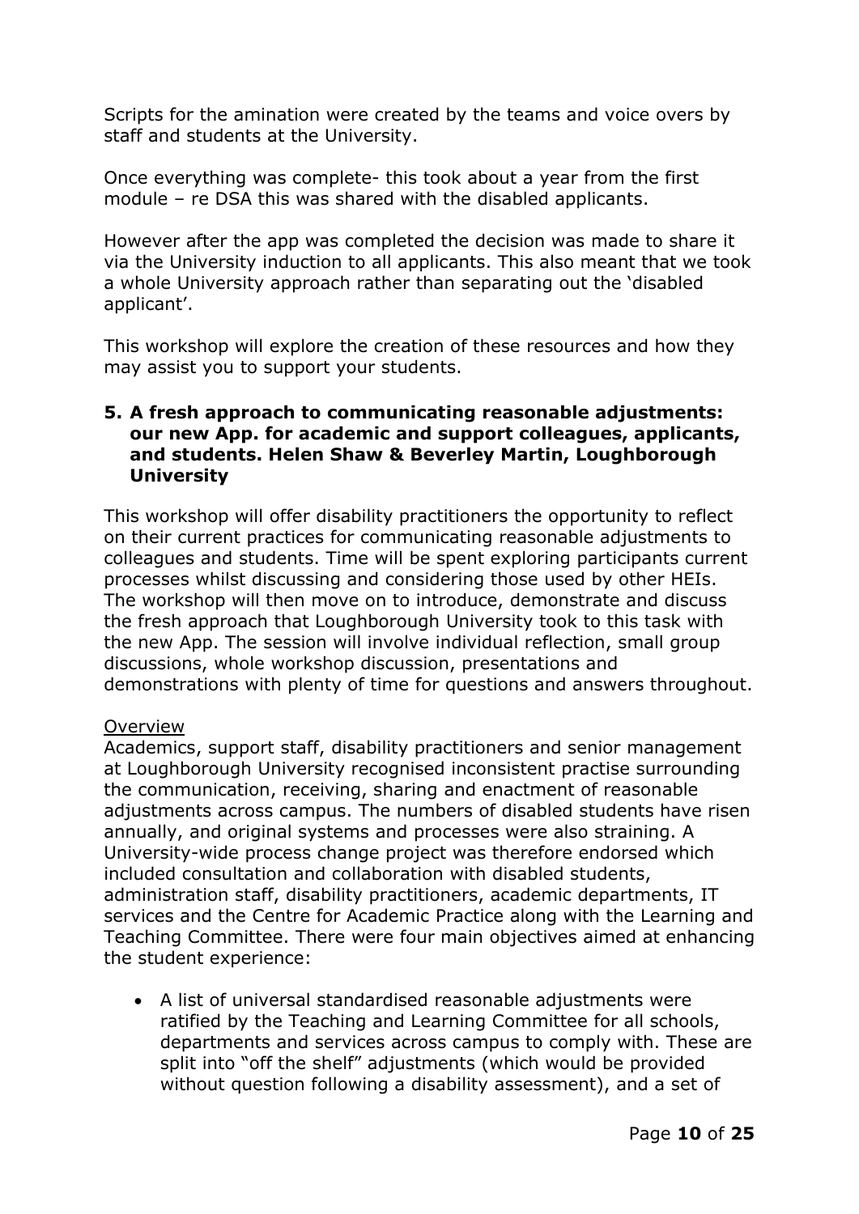Scripts for the amination were created by the teams and voice overs by staff and students at the University.

Once everything was complete- this took about a year from the first module – re DSA this was shared with the disabled applicants.

However after the app was completed the decision was made to share it via the University induction to all applicants. This also meant that we took a whole University approach rather than separating out the 'disabled applicant'.

This workshop will explore the creation of these resources and how they may assist you to support your students.

### 5. A fresh approach to communicating reasonable adjustments: our new App. for academic and support colleagues, applicants, and students. Helen Shaw & Beverley Martin, Loughborough University

This workshop will offer disability practitioners the opportunity to reflect on their current practices for communicating reasonable adjustments to colleagues and students. Time will be spent exploring participants current processes whilst discussing and considering those used by other HEIs. The workshop will then move on to introduce, demonstrate and discuss the fresh approach that Loughborough University took to this task with the new App. The session will involve individual reflection, small group discussions, whole workshop discussion, presentations and demonstrations with plenty of time for questions and answers throughout.

<u>Overview</u>

Academics, support staff, disability practitioners and senior management at Loughborough University recognised inconsistent practise surrounding the communication, receiving, sharing and enactment of reasonable adjustments across campus. The numbers of disabled students have risen annually, and original systems and processes were also straining. A University-wide process change project was therefore endorsed which included consultation and collaboration with disabled students, administration staff, disability practitioners, academic departments, IT services and the Centre for Academic Practice along with the Learning and Teaching Committee. There were four main objectives aimed at enhancing the student experience:

- A list of universal standardised reasonable adjustments were ratified by the Teaching and Learning Committee for all schools, departments and services across campus to comply with. These are split into "off the shelf" adjustments (which would be provided without question following a disability assessment), and a set of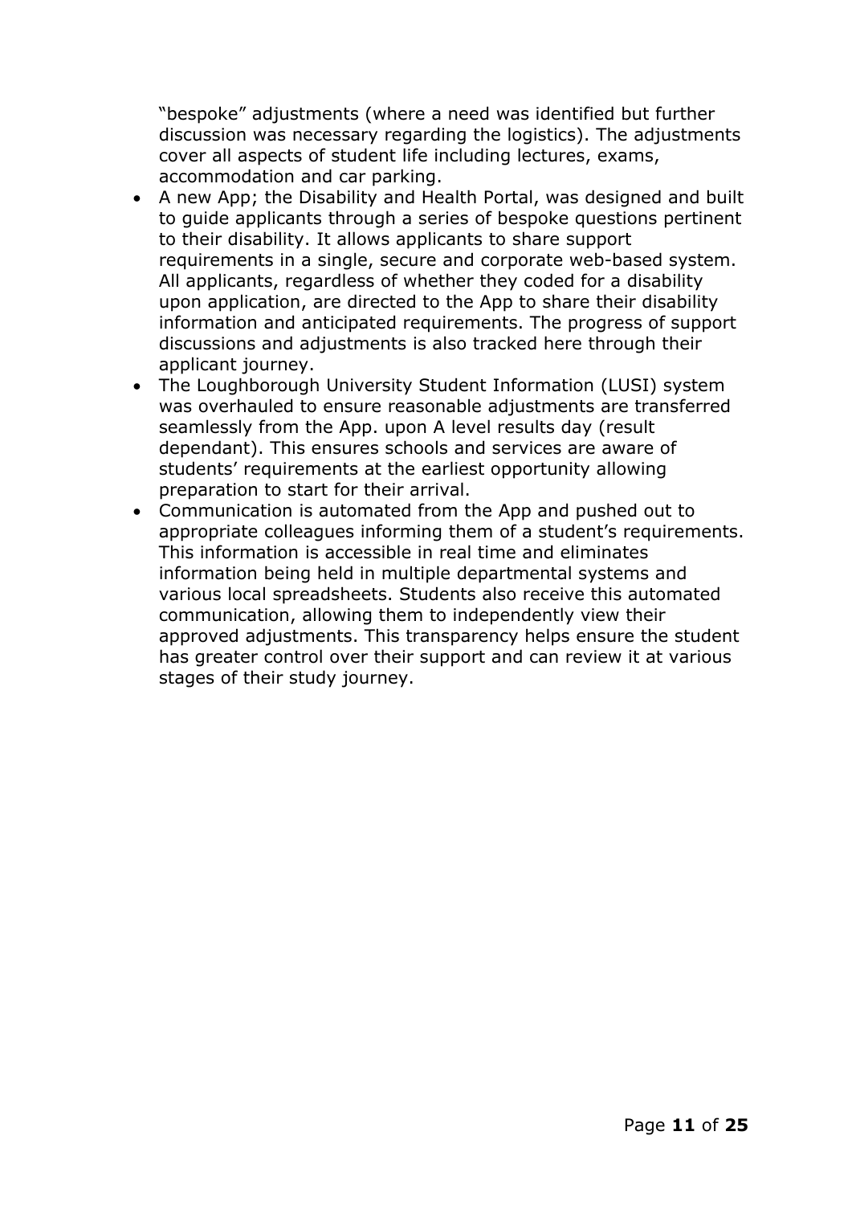"bespoke" adjustments (where a need was identified but further discussion was necessary regarding the logistics). The adjustments cover all aspects of student life including lectures, exams, accommodation and car parking.

- A new App; the Disability and Health Portal, was designed and built to guide applicants through a series of bespoke questions pertinent to their disability. It allows applicants to share support requirements in a single, secure and corporate web-based system. All applicants, regardless of whether they coded for a disability upon application, are directed to the App to share their disability information and anticipated requirements. The progress of support discussions and adjustments is also tracked here through their applicant journey.
- The Loughborough University Student Information (LUSI) system was overhauled to ensure reasonable adjustments are transferred seamlessly from the App. upon A level results day (result dependant). This ensures schools and services are aware of students' requirements at the earliest opportunity allowing preparation to start for their arrival.
- Communication is automated from the App and pushed out to appropriate colleagues informing them of a student's requirements. This information is accessible in real time and eliminates information being held in multiple departmental systems and various local spreadsheets. Students also receive this automated communication, allowing them to independently view their approved adjustments. This transparency helps ensure the student has greater control over their support and can review it at various stages of their study journey.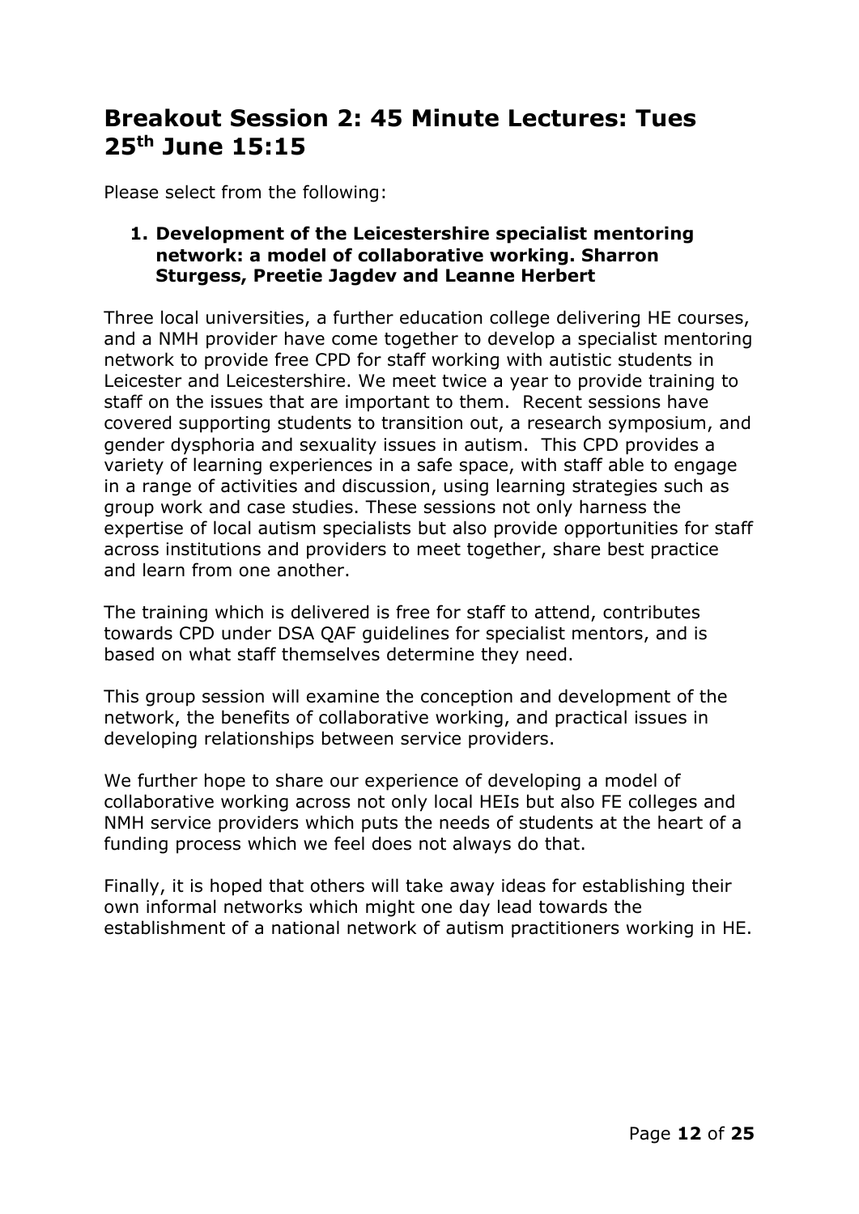## Breakout Session 2: 45 Minute Lectures: Tues 25th June 15:15

Please select from the following:

1. **Development of the Leicestershire specialist mentoring network: a model of collaborative working. Sharron Sturgess, Preetie Jagdev and Leanne Herbert**

Three local universities, a further education college delivering HE courses, and a NMH provider have come together to develop a specialist mentoring network to provide free CPD for staff working with autistic students in Leicester and Leicestershire. We meet twice a year to provide training to staff on the issues that are important to them. Recent sessions have covered supporting students to transition out, a research symposium, and gender dysphoria and sexuality issues in autism. This CPD provides a variety of learning experiences in a safe space, with staff able to engage in a range of activities and discussion, using learning strategies such as group work and case studies. These sessions not only harness the expertise of local autism specialists but also provide opportunities for staff across institutions and providers to meet together, share best practice and learn from one another.

The training which is delivered is free for staff to attend, contributes towards CPD under DSA QAF guidelines for specialist mentors, and is based on what staff themselves determine they need.

This group session will examine the conception and development of the network, the benefits of collaborative working, and practical issues in developing relationships between service providers.

We further hope to share our experience of developing a model of collaborative working across not only local HEIs but also FE colleges and NMH service providers which puts the needs of students at the heart of a funding process which we feel does not always do that.

Finally, it is hoped that others will take away ideas for establishing their own informal networks which might one day lead towards the establishment of a national network of autism practitioners working in HE.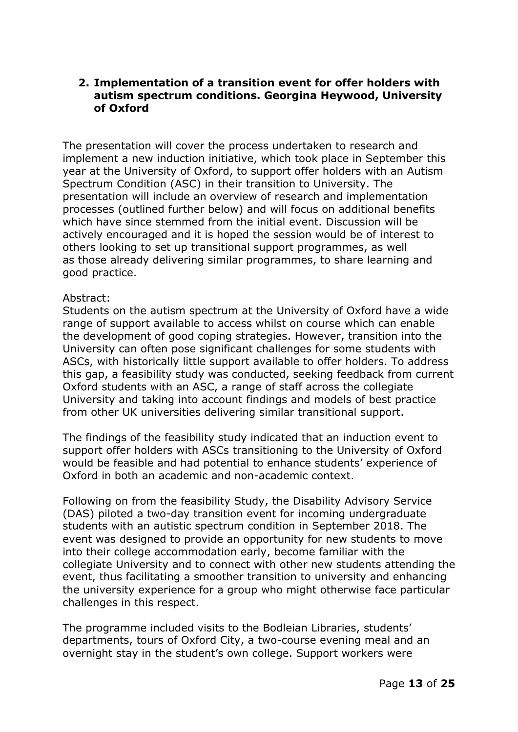## 2. Implementation of a transition event for offer holders with autism spectrum conditions. Georgina Heywood, University of Oxford

The presentation will cover the process undertaken to research and implement a new induction initiative, which took place in September this year at the University of Oxford, to support offer holders with an Autism Spectrum Condition (ASC) in their transition to University. The presentation will include an overview of research and implementation processes (outlined further below) and will focus on additional benefits which have since stemmed from the initial event. Discussion will be actively encouraged and it is hoped the session would be of interest to others looking to set up transitional support programmes, as well as those already delivering similar programmes, to share learning and good practice.

Abstract:
Students on the autism spectrum at the University of Oxford have a wide range of support available to access whilst on course which can enable the development of good coping strategies. However, transition into the University can often pose significant challenges for some students with ASCs, with historically little support available to offer holders. To address this gap, a feasibility study was conducted, seeking feedback from current Oxford students with an ASC, a range of staff across the collegiate University and taking into account findings and models of best practice from other UK universities delivering similar transitional support.

The findings of the feasibility study indicated that an induction event to support offer holders with ASCs transitioning to the University of Oxford would be feasible and had potential to enhance students' experience of Oxford in both an academic and non-academic context.

Following on from the feasibility Study, the Disability Advisory Service (DAS) piloted a two-day transition event for incoming undergraduate students with an autistic spectrum condition in September 2018. The event was designed to provide an opportunity for new students to move into their college accommodation early, become familiar with the collegiate University and to connect with other new students attending the event, thus facilitating a smoother transition to university and enhancing the university experience for a group who might otherwise face particular challenges in this respect.

The programme included visits to the Bodleian Libraries, students' departments, tours of Oxford City, a two-course evening meal and an overnight stay in the student's own college. Support workers were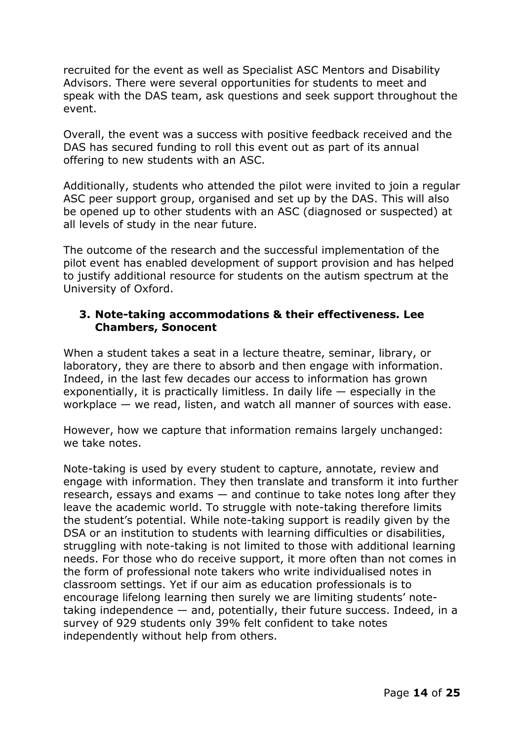recruited for the event as well as Specialist ASC Mentors and Disability Advisors. There were several opportunities for students to meet and speak with the DAS team, ask questions and seek support throughout the event.

Overall, the event was a success with positive feedback received and the DAS has secured funding to roll this event out as part of its annual offering to new students with an ASC.

Additionally, students who attended the pilot were invited to join a regular ASC peer support group, organised and set up by the DAS. This will also be opened up to other students with an ASC (diagnosed or suspected) at all levels of study in the near future.

The outcome of the research and the successful implementation of the pilot event has enabled development of support provision and has helped to justify additional resource for students on the autism spectrum at the University of Oxford.

### 3. Note-taking accommodations & their effectiveness. Lee Chambers, Sonocent

When a student takes a seat in a lecture theatre, seminar, library, or laboratory, they are there to absorb and then engage with information. Indeed, in the last few decades our access to information has grown exponentially, it is practically limitless. In daily life — especially in the workplace — we read, listen, and watch all manner of sources with ease.

However, how we capture that information remains largely unchanged: we take notes.

Note-taking is used by every student to capture, annotate, review and engage with information. They then translate and transform it into further research, essays and exams — and continue to take notes long after they leave the academic world. To struggle with note-taking therefore limits the student's potential. While note-taking support is readily given by the DSA or an institution to students with learning difficulties or disabilities, struggling with note-taking is not limited to those with additional learning needs. For those who do receive support, it more often than not comes in the form of professional note takers who write individualised notes in classroom settings. Yet if our aim as education professionals is to encourage lifelong learning then surely we are limiting students' note-taking independence — and, potentially, their future success. Indeed, in a survey of 929 students only 39% felt confident to take notes independently without help from others.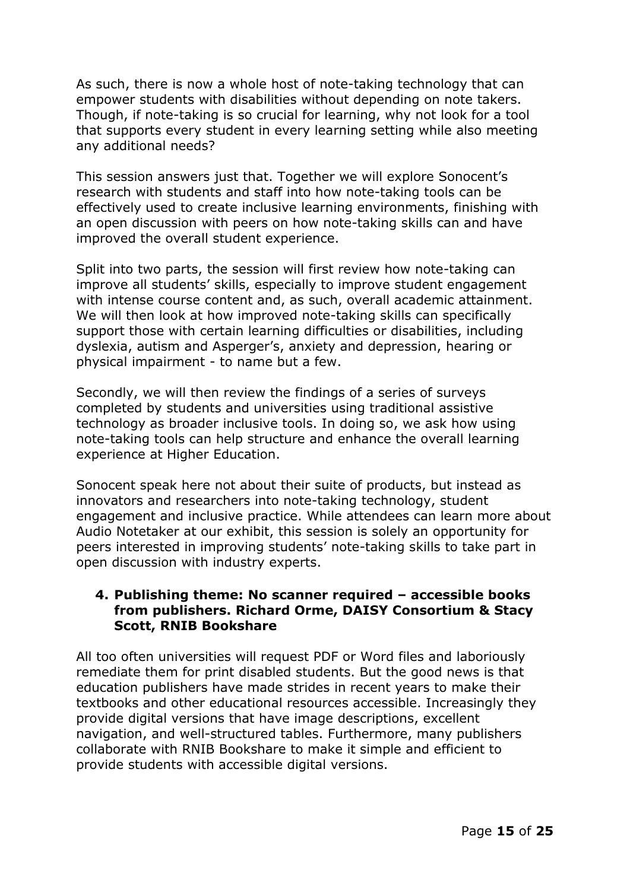As such, there is now a whole host of note-taking technology that can empower students with disabilities without depending on note takers. Though, if note-taking is so crucial for learning, why not look for a tool that supports every student in every learning setting while also meeting any additional needs?

This session answers just that. Together we will explore Sonocent's research with students and staff into how note-taking tools can be effectively used to create inclusive learning environments, finishing with an open discussion with peers on how note-taking skills can and have improved the overall student experience.

Split into two parts, the session will first review how note-taking can improve all students' skills, especially to improve student engagement with intense course content and, as such, overall academic attainment. We will then look at how improved note-taking skills can specifically support those with certain learning difficulties or disabilities, including dyslexia, autism and Asperger's, anxiety and depression, hearing or physical impairment - to name but a few.

Secondly, we will then review the findings of a series of surveys completed by students and universities using traditional assistive technology as broader inclusive tools. In doing so, we ask how using note-taking tools can help structure and enhance the overall learning experience at Higher Education.

Sonocent speak here not about their suite of products, but instead as innovators and researchers into note-taking technology, student engagement and inclusive practice. While attendees can learn more about Audio Notetaker at our exhibit, this session is solely an opportunity for peers interested in improving students' note-taking skills to take part in open discussion with industry experts.

4. **Publishing theme: No scanner required – accessible books from publishers. Richard Orme, DAISY Consortium & Stacy Scott, RNIB Bookshare**

All too often universities will request PDF or Word files and laboriously remediate them for print disabled students. But the good news is that education publishers have made strides in recent years to make their textbooks and other educational resources accessible. Increasingly they provide digital versions that have image descriptions, excellent navigation, and well-structured tables. Furthermore, many publishers collaborate with RNIB Bookshare to make it simple and efficient to provide students with accessible digital versions.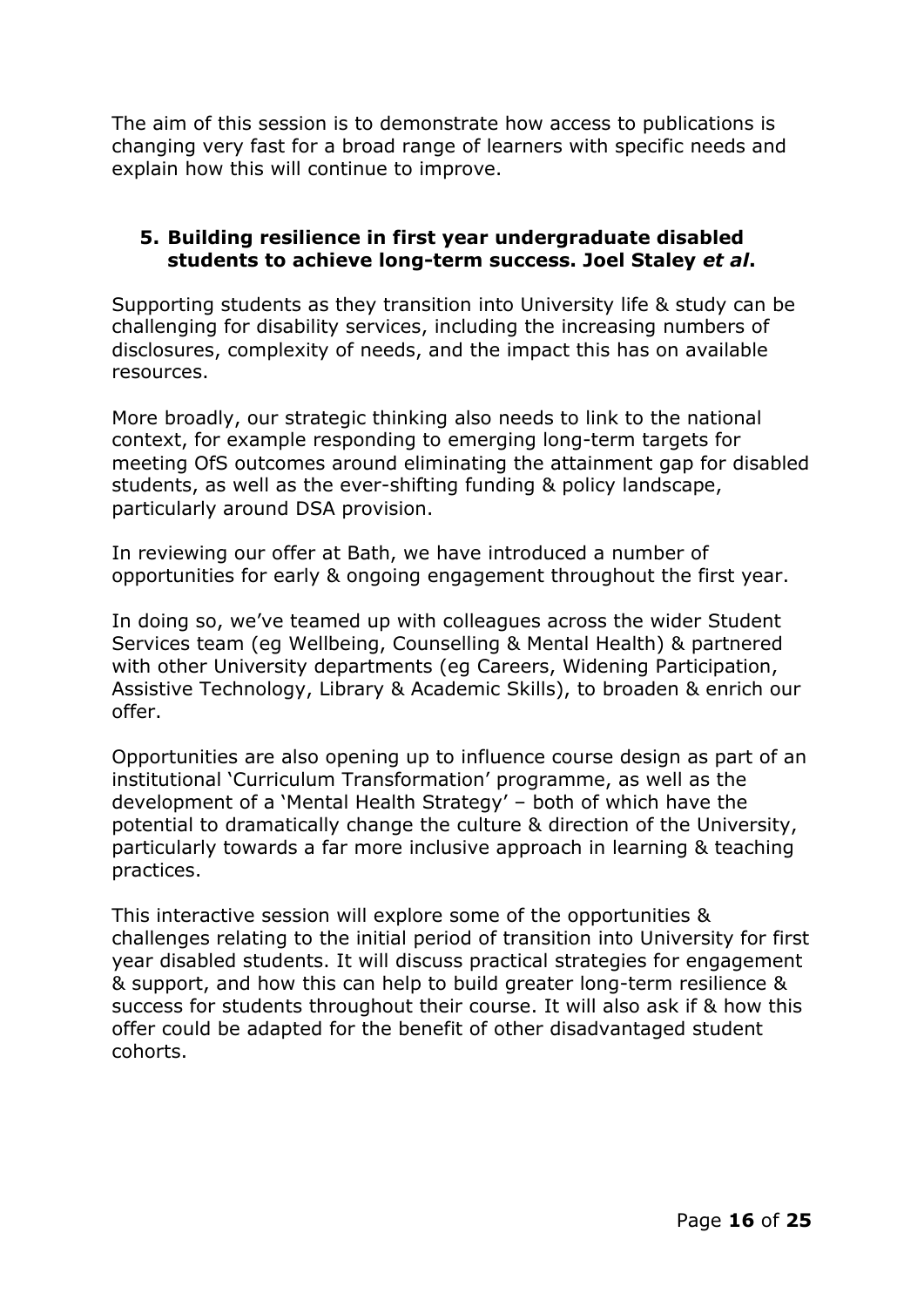The aim of this session is to demonstrate how access to publications is changing very fast for a broad range of learners with specific needs and explain how this will continue to improve.

### 5. Building resilience in first year undergraduate disabled students to achieve long-term success. Joel Staley *et al*.

Supporting students as they transition into University life & study can be challenging for disability services, including the increasing numbers of disclosures, complexity of needs, and the impact this has on available resources.

More broadly, our strategic thinking also needs to link to the national context, for example responding to emerging long-term targets for meeting OfS outcomes around eliminating the attainment gap for disabled students, as well as the ever-shifting funding & policy landscape, particularly around DSA provision.

In reviewing our offer at Bath, we have introduced a number of opportunities for early & ongoing engagement throughout the first year.

In doing so, we've teamed up with colleagues across the wider Student Services team (eg Wellbeing, Counselling & Mental Health) & partnered with other University departments (eg Careers, Widening Participation, Assistive Technology, Library & Academic Skills), to broaden & enrich our offer.

Opportunities are also opening up to influence course design as part of an institutional 'Curriculum Transformation' programme, as well as the development of a 'Mental Health Strategy' – both of which have the potential to dramatically change the culture & direction of the University, particularly towards a far more inclusive approach in learning & teaching practices.

This interactive session will explore some of the opportunities & challenges relating to the initial period of transition into University for first year disabled students. It will discuss practical strategies for engagement & support, and how this can help to build greater long-term resilience & success for students throughout their course. It will also ask if & how this offer could be adapted for the benefit of other disadvantaged student cohorts.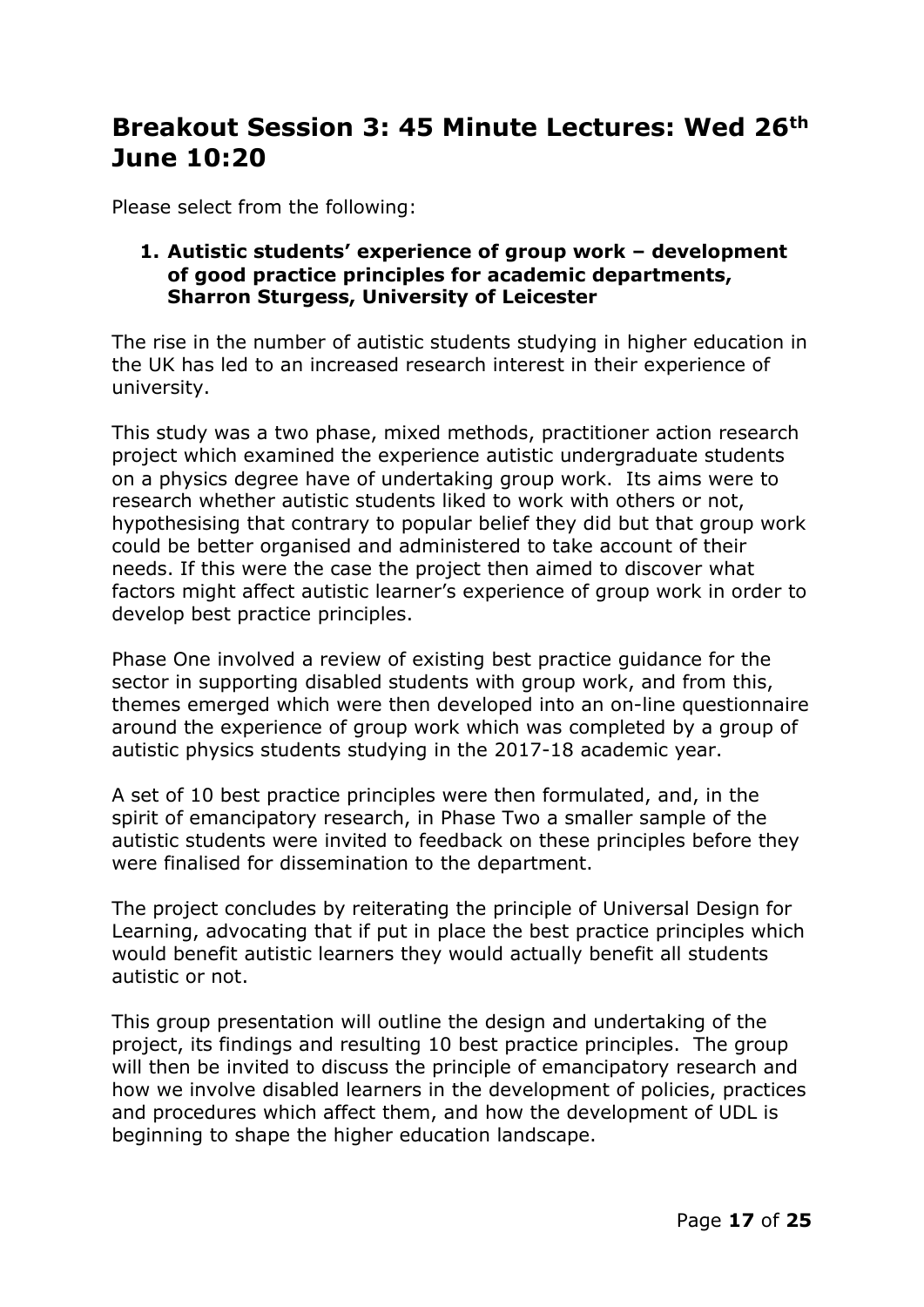# Breakout Session 3: 45 Minute Lectures: Wed 26th June 10:20

Please select from the following:

1. **Autistic students' experience of group work – development of good practice principles for academic departments, Sharron Sturgess, University of Leicester**

The rise in the number of autistic students studying in higher education in the UK has led to an increased research interest in their experience of university.

This study was a two phase, mixed methods, practitioner action research project which examined the experience autistic undergraduate students on a physics degree have of undertaking group work. Its aims were to research whether autistic students liked to work with others or not, hypothesising that contrary to popular belief they did but that group work could be better organised and administered to take account of their needs. If this were the case the project then aimed to discover what factors might affect autistic learner's experience of group work in order to develop best practice principles.

Phase One involved a review of existing best practice guidance for the sector in supporting disabled students with group work, and from this, themes emerged which were then developed into an on-line questionnaire around the experience of group work which was completed by a group of autistic physics students studying in the 2017-18 academic year.

A set of 10 best practice principles were then formulated, and, in the spirit of emancipatory research, in Phase Two a smaller sample of the autistic students were invited to feedback on these principles before they were finalised for dissemination to the department.

The project concludes by reiterating the principle of Universal Design for Learning, advocating that if put in place the best practice principles which would benefit autistic learners they would actually benefit all students autistic or not.

This group presentation will outline the design and undertaking of the project, its findings and resulting 10 best practice principles. The group will then be invited to discuss the principle of emancipatory research and how we involve disabled learners in the development of policies, practices and procedures which affect them, and how the development of UDL is beginning to shape the higher education landscape.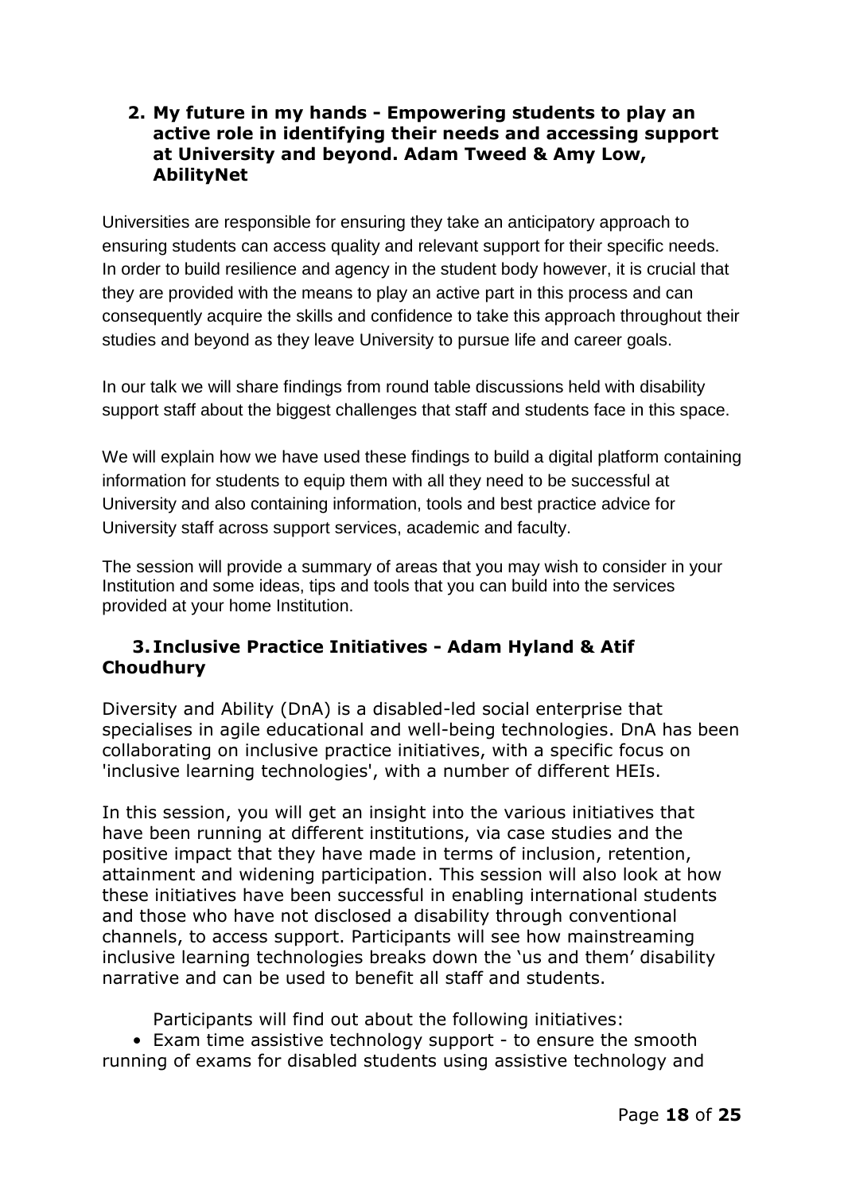## 2. My future in my hands - Empowering students to play an active role in identifying their needs and accessing support at University and beyond. Adam Tweed & Amy Low, AbilityNet

Universities are responsible for ensuring they take an anticipatory approach to ensuring students can access quality and relevant support for their specific needs. In order to build resilience and agency in the student body however, it is crucial that they are provided with the means to play an active part in this process and can consequently acquire the skills and confidence to take this approach throughout their studies and beyond as they leave University to pursue life and career goals.

In our talk we will share findings from round table discussions held with disability support staff about the biggest challenges that staff and students face in this space.

We will explain how we have used these findings to build a digital platform containing information for students to equip them with all they need to be successful at University and also containing information, tools and best practice advice for University staff across support services, academic and faculty.

The session will provide a summary of areas that you may wish to consider in your Institution and some ideas, tips and tools that you can build into the services provided at your home Institution.

## 3. Inclusive Practice Initiatives - Adam Hyland & Atif Choudhury

Diversity and Ability (DnA) is a disabled-led social enterprise that specialises in agile educational and well-being technologies. DnA has been collaborating on inclusive practice initiatives, with a specific focus on 'inclusive learning technologies', with a number of different HEIs.

In this session, you will get an insight into the various initiatives that have been running at different institutions, via case studies and the positive impact that they have made in terms of inclusion, retention, attainment and widening participation. This session will also look at how these initiatives have been successful in enabling international students and those who have not disclosed a disability through conventional channels, to access support. Participants will see how mainstreaming inclusive learning technologies breaks down the 'us and them' disability narrative and can be used to benefit all staff and students.

Participants will find out about the following initiatives:

- Exam time assistive technology support - to ensure the smooth running of exams for disabled students using assistive technology and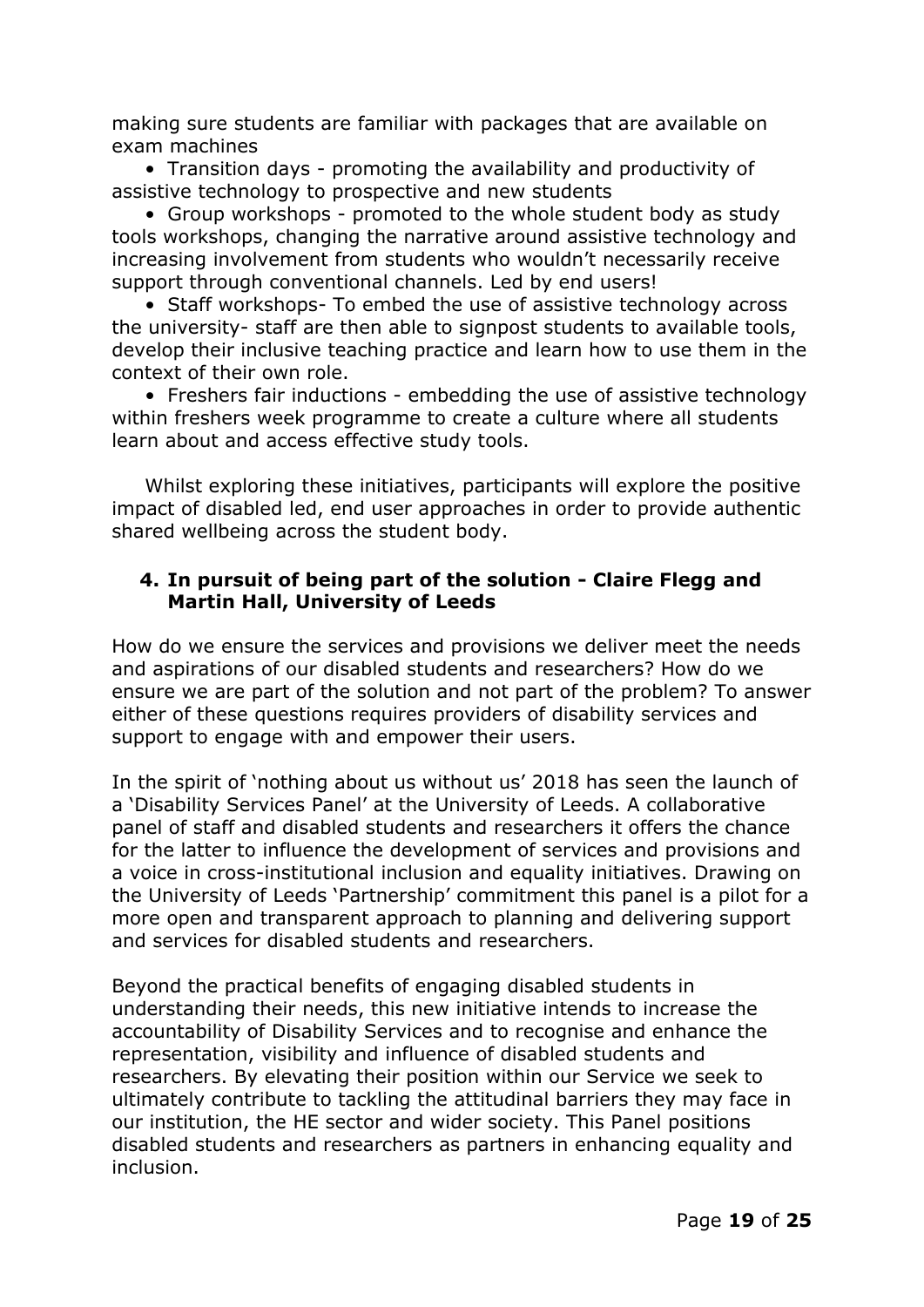making sure students are familiar with packages that are available on exam machines

- Transition days - promoting the availability and productivity of assistive technology to prospective and new students
- Group workshops - promoted to the whole student body as study tools workshops, changing the narrative around assistive technology and increasing involvement from students who wouldn't necessarily receive support through conventional channels. Led by end users!
- Staff workshops- To embed the use of assistive technology across the university- staff are then able to signpost students to available tools, develop their inclusive teaching practice and learn how to use them in the context of their own role.
- Freshers fair inductions - embedding the use of assistive technology within freshers week programme to create a culture where all students learn about and access effective study tools.

Whilst exploring these initiatives, participants will explore the positive impact of disabled led, end user approaches in order to provide authentic shared wellbeing across the student body.

### 4. In pursuit of being part of the solution - Claire Flegg and Martin Hall, University of Leeds

How do we ensure the services and provisions we deliver meet the needs and aspirations of our disabled students and researchers? How do we ensure we are part of the solution and not part of the problem? To answer either of these questions requires providers of disability services and support to engage with and empower their users.

In the spirit of 'nothing about us without us' 2018 has seen the launch of a 'Disability Services Panel' at the University of Leeds. A collaborative panel of staff and disabled students and researchers it offers the chance for the latter to influence the development of services and provisions and a voice in cross-institutional inclusion and equality initiatives. Drawing on the University of Leeds 'Partnership' commitment this panel is a pilot for a more open and transparent approach to planning and delivering support and services for disabled students and researchers.

Beyond the practical benefits of engaging disabled students in understanding their needs, this new initiative intends to increase the accountability of Disability Services and to recognise and enhance the representation, visibility and influence of disabled students and researchers. By elevating their position within our Service we seek to ultimately contribute to tackling the attitudinal barriers they may face in our institution, the HE sector and wider society. This Panel positions disabled students and researchers as partners in enhancing equality and inclusion.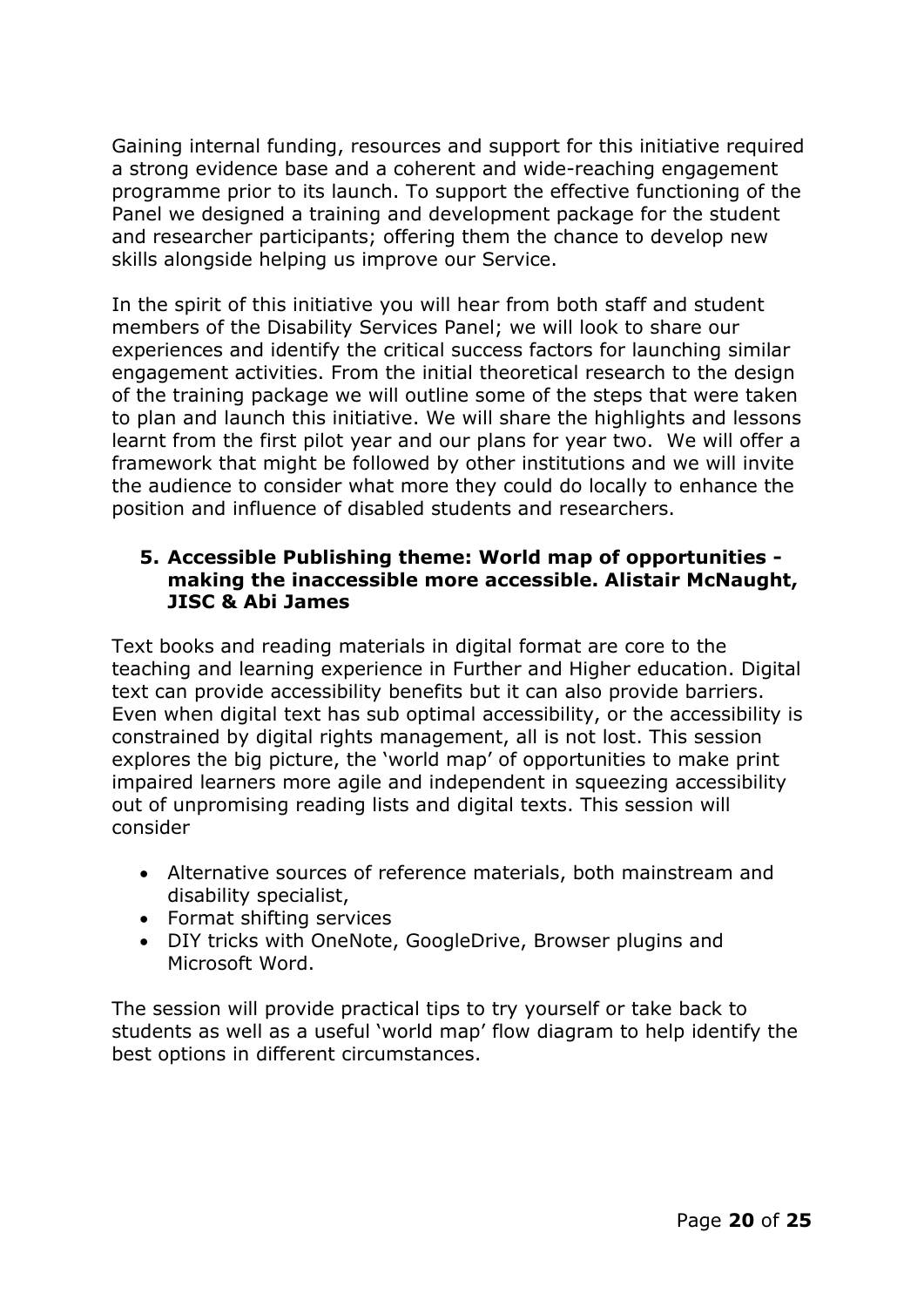Gaining internal funding, resources and support for this initiative required a strong evidence base and a coherent and wide-reaching engagement programme prior to its launch. To support the effective functioning of the Panel we designed a training and development package for the student and researcher participants; offering them the chance to develop new skills alongside helping us improve our Service.

In the spirit of this initiative you will hear from both staff and student members of the Disability Services Panel; we will look to share our experiences and identify the critical success factors for launching similar engagement activities. From the initial theoretical research to the design of the training package we will outline some of the steps that were taken to plan and launch this initiative. We will share the highlights and lessons learnt from the first pilot year and our plans for year two. We will offer a framework that might be followed by other institutions and we will invite the audience to consider what more they could do locally to enhance the position and influence of disabled students and researchers.

### 5. Accessible Publishing theme: World map of opportunities - making the inaccessible more accessible. Alistair McNaught, JISC & Abi James

Text books and reading materials in digital format are core to the teaching and learning experience in Further and Higher education. Digital text can provide accessibility benefits but it can also provide barriers. Even when digital text has sub optimal accessibility, or the accessibility is constrained by digital rights management, all is not lost. This session explores the big picture, the 'world map' of opportunities to make print impaired learners more agile and independent in squeezing accessibility out of unpromising reading lists and digital texts. This session will consider

- Alternative sources of reference materials, both mainstream and disability specialist,
- Format shifting services
- DIY tricks with OneNote, GoogleDrive, Browser plugins and Microsoft Word.

The session will provide practical tips to try yourself or take back to students as well as a useful 'world map' flow diagram to help identify the best options in different circumstances.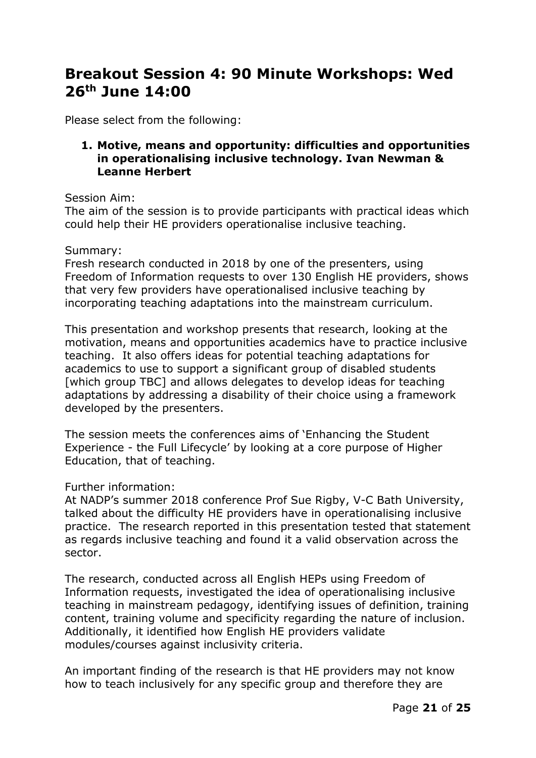# Breakout Session 4: 90 Minute Workshops: Wed 26th June 14:00

Please select from the following:

1. **Motive, means and opportunity: difficulties and opportunities in operationalising inclusive technology. Ivan Newman & Leanne Herbert**

Session Aim:
The aim of the session is to provide participants with practical ideas which could help their HE providers operationalise inclusive teaching.

Summary:
Fresh research conducted in 2018 by one of the presenters, using Freedom of Information requests to over 130 English HE providers, shows that very few providers have operationalised inclusive teaching by incorporating teaching adaptations into the mainstream curriculum.

This presentation and workshop presents that research, looking at the motivation, means and opportunities academics have to practice inclusive teaching. It also offers ideas for potential teaching adaptations for academics to use to support a significant group of disabled students [which group TBC] and allows delegates to develop ideas for teaching adaptations by addressing a disability of their choice using a framework developed by the presenters.

The session meets the conferences aims of 'Enhancing the Student Experience - the Full Lifecycle' by looking at a core purpose of Higher Education, that of teaching.

Further information:
At NADP's summer 2018 conference Prof Sue Rigby, V-C Bath University, talked about the difficulty HE providers have in operationalising inclusive practice. The research reported in this presentation tested that statement as regards inclusive teaching and found it a valid observation across the sector.

The research, conducted across all English HEPs using Freedom of Information requests, investigated the idea of operationalising inclusive teaching in mainstream pedagogy, identifying issues of definition, training content, training volume and specificity regarding the nature of inclusion. Additionally, it identified how English HE providers validate modules/courses against inclusivity criteria.

An important finding of the research is that HE providers may not know how to teach inclusively for any specific group and therefore they are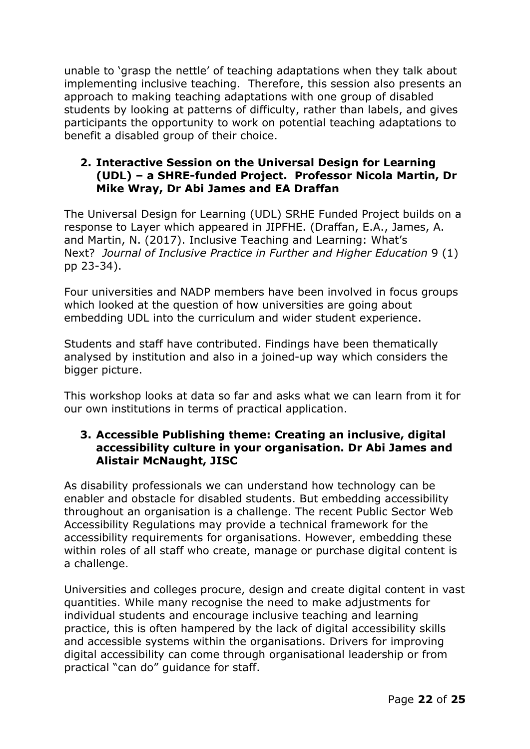unable to 'grasp the nettle' of teaching adaptations when they talk about implementing inclusive teaching. Therefore, this session also presents an approach to making teaching adaptations with one group of disabled students by looking at patterns of difficulty, rather than labels, and gives participants the opportunity to work on potential teaching adaptations to benefit a disabled group of their choice.

**2. Interactive Session on the Universal Design for Learning (UDL) – a SHRE-funded Project. Professor Nicola Martin, Dr Mike Wray, Dr Abi James and EA Draffan**

The Universal Design for Learning (UDL) SRHE Funded Project builds on a response to Layer which appeared in JIPFHE. (Draffan, E.A., James, A. and Martin, N. (2017). Inclusive Teaching and Learning: What's Next? *Journal of Inclusive Practice in Further and Higher Education* 9 (1) pp 23-34).

Four universities and NADP members have been involved in focus groups which looked at the question of how universities are going about embedding UDL into the curriculum and wider student experience.

Students and staff have contributed. Findings have been thematically analysed by institution and also in a joined-up way which considers the bigger picture.

This workshop looks at data so far and asks what we can learn from it for our own institutions in terms of practical application.

**3. Accessible Publishing theme: Creating an inclusive, digital accessibility culture in your organisation. Dr Abi James and Alistair McNaught, JISC**

As disability professionals we can understand how technology can be enabler and obstacle for disabled students. But embedding accessibility throughout an organisation is a challenge. The recent Public Sector Web Accessibility Regulations may provide a technical framework for the accessibility requirements for organisations. However, embedding these within roles of all staff who create, manage or purchase digital content is a challenge.

Universities and colleges procure, design and create digital content in vast quantities. While many recognise the need to make adjustments for individual students and encourage inclusive teaching and learning practice, this is often hampered by the lack of digital accessibility skills and accessible systems within the organisations. Drivers for improving digital accessibility can come through organisational leadership or from practical "can do" guidance for staff.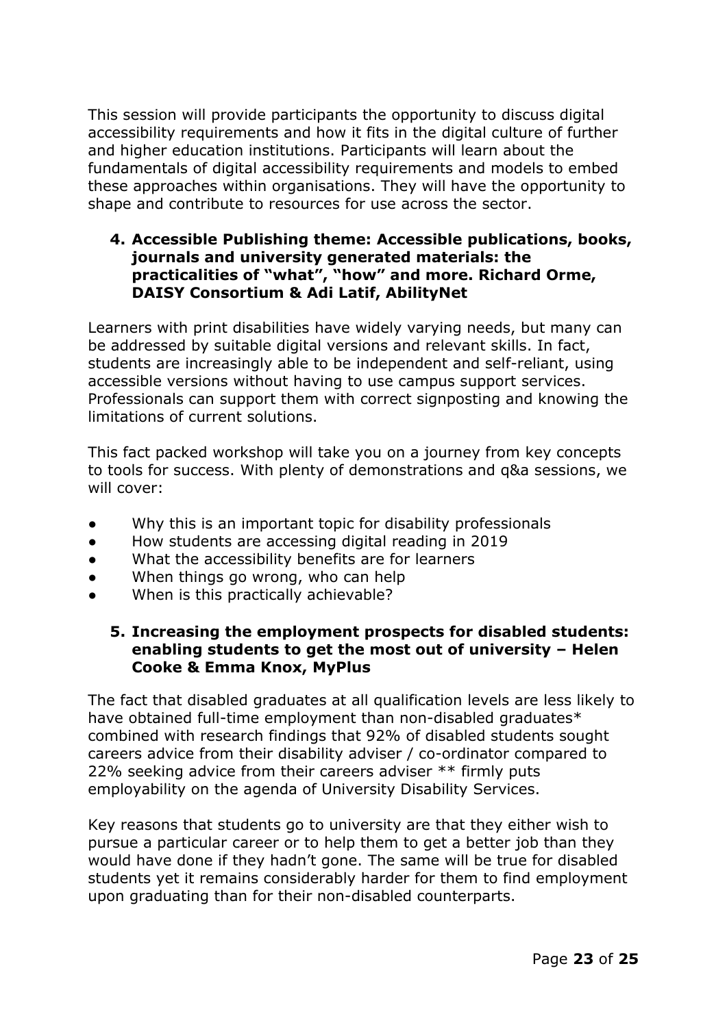This session will provide participants the opportunity to discuss digital accessibility requirements and how it fits in the digital culture of further and higher education institutions. Participants will learn about the fundamentals of digital accessibility requirements and models to embed these approaches within organisations. They will have the opportunity to shape and contribute to resources for use across the sector.

### 4. Accessible Publishing theme: Accessible publications, books, journals and university generated materials: the practicalities of "what", "how" and more. Richard Orme, DAISY Consortium & Adi Latif, AbilityNet

Learners with print disabilities have widely varying needs, but many can be addressed by suitable digital versions and relevant skills. In fact, students are increasingly able to be independent and self-reliant, using accessible versions without having to use campus support services. Professionals can support them with correct signposting and knowing the limitations of current solutions.

This fact packed workshop will take you on a journey from key concepts to tools for success. With plenty of demonstrations and q&a sessions, we will cover:

- Why this is an important topic for disability professionals
- How students are accessing digital reading in 2019
- What the accessibility benefits are for learners
- When things go wrong, who can help
- When is this practically achievable?

### 5. Increasing the employment prospects for disabled students: enabling students to get the most out of university – Helen Cooke & Emma Knox, MyPlus

The fact that disabled graduates at all qualification levels are less likely to have obtained full-time employment than non-disabled graduates* combined with research findings that 92% of disabled students sought careers advice from their disability adviser / co-ordinator compared to 22% seeking advice from their careers adviser ** firmly puts employability on the agenda of University Disability Services.

Key reasons that students go to university are that they either wish to pursue a particular career or to help them to get a better job than they would have done if they hadn't gone. The same will be true for disabled students yet it remains considerably harder for them to find employment upon graduating than for their non-disabled counterparts.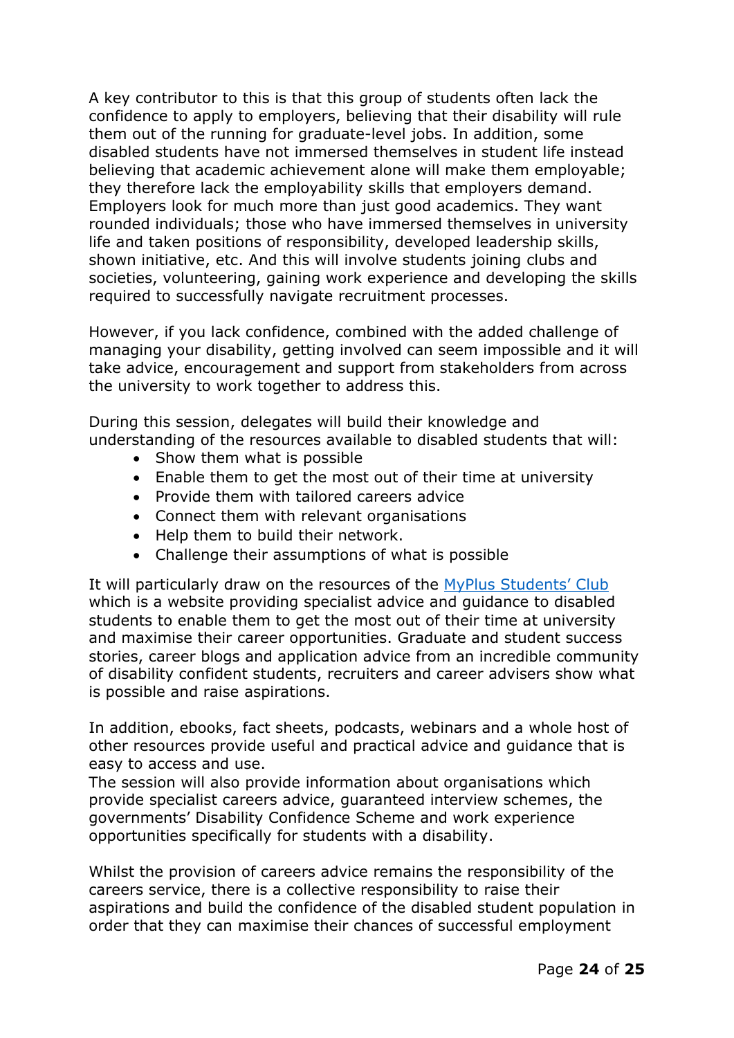A key contributor to this is that this group of students often lack the confidence to apply to employers, believing that their disability will rule them out of the running for graduate-level jobs. In addition, some disabled students have not immersed themselves in student life instead believing that academic achievement alone will make them employable; they therefore lack the employability skills that employers demand. Employers look for much more than just good academics. They want rounded individuals; those who have immersed themselves in university life and taken positions of responsibility, developed leadership skills, shown initiative, etc. And this will involve students joining clubs and societies, volunteering, gaining work experience and developing the skills required to successfully navigate recruitment processes.

However, if you lack confidence, combined with the added challenge of managing your disability, getting involved can seem impossible and it will take advice, encouragement and support from stakeholders from across the university to work together to address this.

During this session, delegates will build their knowledge and understanding of the resources available to disabled students that will:

- Show them what is possible
- Enable them to get the most out of their time at university
- Provide them with tailored careers advice
- Connect them with relevant organisations
- Help them to build their network.
- Challenge their assumptions of what is possible

It will particularly draw on the resources of the MyPlus Students' Club which is a website providing specialist advice and guidance to disabled students to enable them to get the most out of their time at university and maximise their career opportunities. Graduate and student success stories, career blogs and application advice from an incredible community of disability confident students, recruiters and career advisers show what is possible and raise aspirations.

In addition, ebooks, fact sheets, podcasts, webinars and a whole host of other resources provide useful and practical advice and guidance that is easy to access and use.
The session will also provide information about organisations which provide specialist careers advice, guaranteed interview schemes, the governments' Disability Confidence Scheme and work experience opportunities specifically for students with a disability.

Whilst the provision of careers advice remains the responsibility of the careers service, there is a collective responsibility to raise their aspirations and build the confidence of the disabled student population in order that they can maximise their chances of successful employment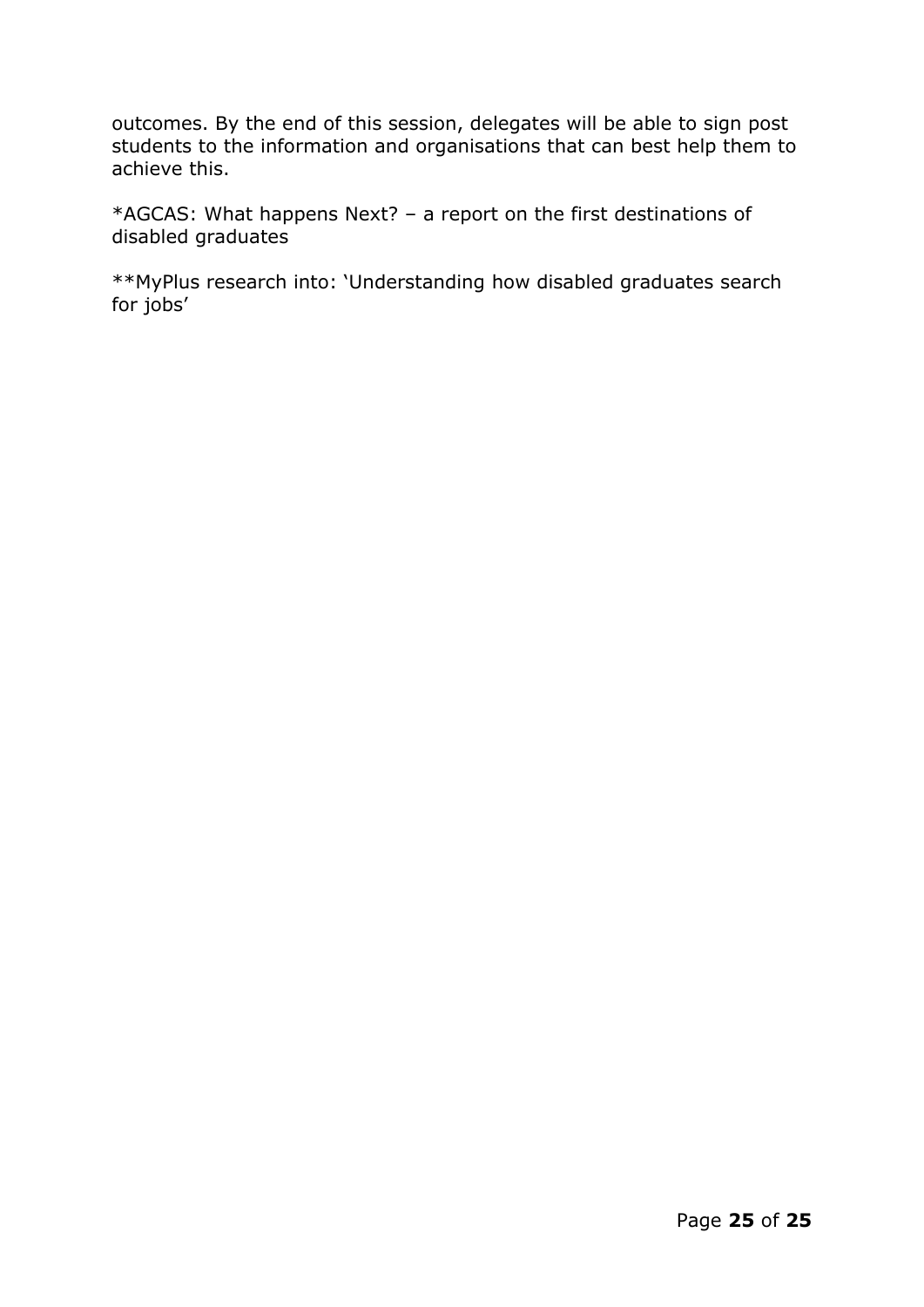outcomes. By the end of this session, delegates will be able to sign post students to the information and organisations that can best help them to achieve this.

*AGCAS: What happens Next? – a report on the first destinations of disabled graduates

**MyPlus research into: 'Understanding how disabled graduates search for jobs'